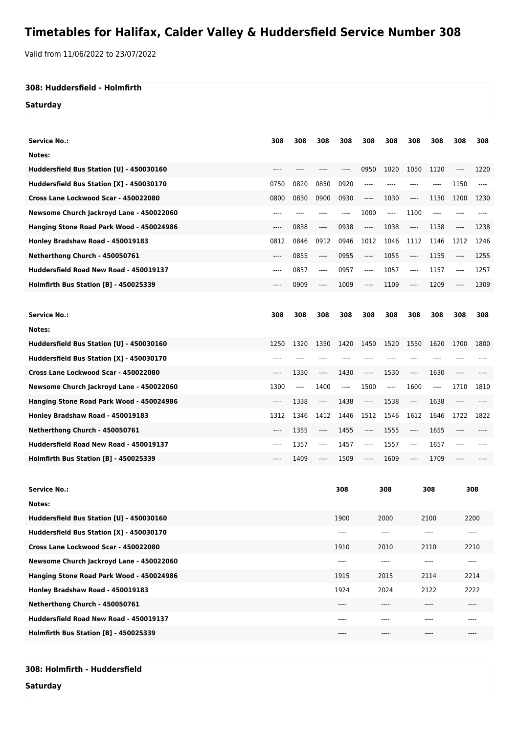# Timetables for Halifax, Calder Valley & Huddersfield Service Number 308

Valid from 11/06/2022 to 23/07/2022

### 308: Huddersfield - Holmfirth

**Saturday**

| Service No.: | 308 | 308 | 308 | 308 | 308 | 308 | 308 | 308 | 308 | 308 |
|---|---|---|---|---|---|---|---|---|---|---|
| Notes: | | | | | | | | | | |
| Huddersfield Bus Station [U] - 450030160 | ---- | ---- | ---- | ---- | 0950 | 1020 | 1050 | 1120 | ---- | 1220 |
| Huddersfield Bus Station [X] - 450030170 | 0750 | 0820 | 0850 | 0920 | ---- | ---- | ---- | ---- | 1150 | ---- |
| Cross Lane Lockwood Scar - 450022080 | 0800 | 0830 | 0900 | 0930 | ---- | 1030 | ---- | 1130 | 1200 | 1230 |
| Newsome Church Jackroyd Lane - 450022060 | ---- | ---- | ---- | ---- | 1000 | ---- | 1100 | ---- | ---- | ---- |
| Hanging Stone Road Park Wood - 450024986 | ---- | 0838 | ---- | 0938 | ---- | 1038 | ---- | 1138 | ---- | 1238 |
| Honley Bradshaw Road - 450019183 | 0812 | 0846 | 0912 | 0946 | 1012 | 1046 | 1112 | 1146 | 1212 | 1246 |
| Netherthong Church - 450050761 | ---- | 0855 | ---- | 0955 | ---- | 1055 | ---- | 1155 | ---- | 1255 |
| Huddersfield Road New Road - 450019137 | ---- | 0857 | ---- | 0957 | ---- | 1057 | ---- | 1157 | ---- | 1257 |
| Holmfirth Bus Station [B] - 450025339 | ---- | 0909 | ---- | 1009 | ---- | 1109 | ---- | 1209 | ---- | 1309 |

| Service No.: | 308 | 308 | 308 | 308 | 308 | 308 | 308 | 308 | 308 | 308 |
|---|---|---|---|---|---|---|---|---|---|---|
| Notes: | | | | | | | | | | |
| Huddersfield Bus Station [U] - 450030160 | 1250 | 1320 | 1350 | 1420 | 1450 | 1520 | 1550 | 1620 | 1700 | 1800 |
| Huddersfield Bus Station [X] - 450030170 | ---- | ---- | ---- | ---- | ---- | ---- | ---- | ---- | ---- | ---- |
| Cross Lane Lockwood Scar - 450022080 | ---- | 1330 | ---- | 1430 | ---- | 1530 | ---- | 1630 | ---- | ---- |
| Newsome Church Jackroyd Lane - 450022060 | 1300 | ---- | 1400 | ---- | 1500 | ---- | 1600 | ---- | 1710 | 1810 |
| Hanging Stone Road Park Wood - 450024986 | ---- | 1338 | ---- | 1438 | ---- | 1538 | ---- | 1638 | ---- | ---- |
| Honley Bradshaw Road - 450019183 | 1312 | 1346 | 1412 | 1446 | 1512 | 1546 | 1612 | 1646 | 1722 | 1822 |
| Netherthong Church - 450050761 | ---- | 1355 | ---- | 1455 | ---- | 1555 | ---- | 1655 | ---- | ---- |
| Huddersfield Road New Road - 450019137 | ---- | 1357 | ---- | 1457 | ---- | 1557 | ---- | 1657 | ---- | ---- |
| Holmfirth Bus Station [B] - 450025339 | ---- | 1409 | ---- | 1509 | ---- | 1609 | ---- | 1709 | ---- | ---- |

| Service No.: | 308 | 308 | 308 | 308 |
|---|---|---|---|---|
| Notes: | | | | |
| Huddersfield Bus Station [U] - 450030160 | 1900 | 2000 | 2100 | 2200 |
| Huddersfield Bus Station [X] - 450030170 | ---- | ---- | ---- | ---- |
| Cross Lane Lockwood Scar - 450022080 | 1910 | 2010 | 2110 | 2210 |
| Newsome Church Jackroyd Lane - 450022060 | ---- | ---- | ---- | ---- |
| Hanging Stone Road Park Wood - 450024986 | 1915 | 2015 | 2114 | 2214 |
| Honley Bradshaw Road - 450019183 | 1924 | 2024 | 2122 | 2222 |
| Netherthong Church - 450050761 | ---- | ---- | ---- | ---- |
| Huddersfield Road New Road - 450019137 | ---- | ---- | ---- | ---- |
| Holmfirth Bus Station [B] - 450025339 | ---- | ---- | ---- | ---- |

### 308: Holmfirth - Huddersfield

**Saturday**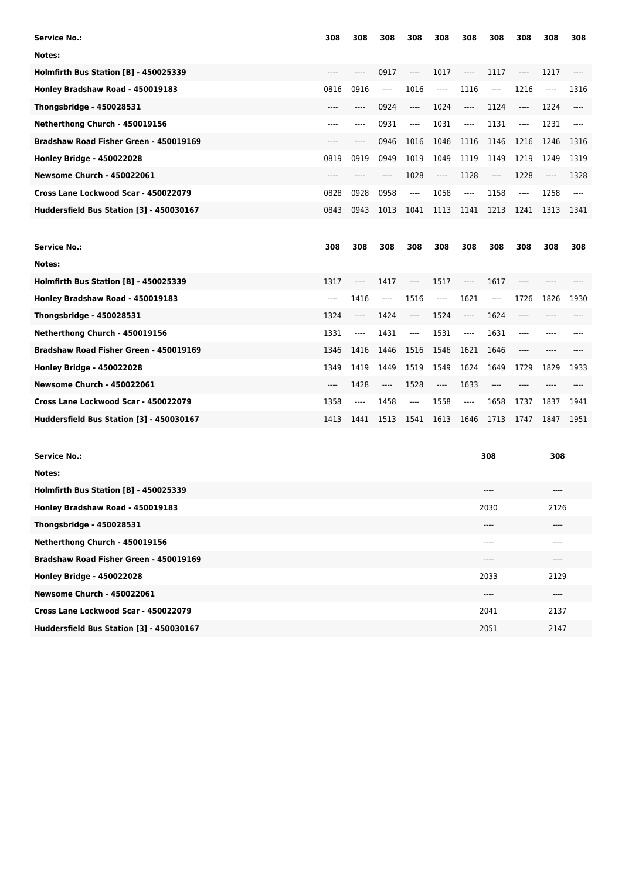| Service No.: | 308 | 308 | 308 | 308 | 308 | 308 | 308 | 308 | 308 | 308 |
|---|---|---|---|---|---|---|---|---|---|---|
| Notes: | | | | | | | | | | |
| Holmfirth Bus Station [B] - 450025339 | ---- | ---- | 0917 | ---- | 1017 | ---- | 1117 | ---- | 1217 | ---- |
| Honley Bradshaw Road - 450019183 | 0816 | 0916 | ---- | 1016 | ---- | 1116 | ---- | 1216 | ---- | 1316 |
| Thongsbridge - 450028531 | ---- | ---- | 0924 | ---- | 1024 | ---- | 1124 | ---- | 1224 | ---- |
| Netherthong Church - 450019156 | ---- | ---- | 0931 | ---- | 1031 | ---- | 1131 | ---- | 1231 | ---- |
| Bradshaw Road Fisher Green - 450019169 | ---- | ---- | 0946 | 1016 | 1046 | 1116 | 1146 | 1216 | 1246 | 1316 |
| Honley Bridge - 450022028 | 0819 | 0919 | 0949 | 1019 | 1049 | 1119 | 1149 | 1219 | 1249 | 1319 |
| Newsome Church - 450022061 | ---- | ---- | ---- | 1028 | ---- | 1128 | ---- | 1228 | ---- | 1328 |
| Cross Lane Lockwood Scar - 450022079 | 0828 | 0928 | 0958 | ---- | 1058 | ---- | 1158 | ---- | 1258 | ---- |
| Huddersfield Bus Station [3] - 450030167 | 0843 | 0943 | 1013 | 1041 | 1113 | 1141 | 1213 | 1241 | 1313 | 1341 |

| Service No.: | 308 | 308 | 308 | 308 | 308 | 308 | 308 | 308 | 308 | 308 |
|---|---|---|---|---|---|---|---|---|---|---|
| Notes: | | | | | | | | | | |
| Holmfirth Bus Station [B] - 450025339 | 1317 | ---- | 1417 | ---- | 1517 | ---- | 1617 | ---- | ---- | ---- |
| Honley Bradshaw Road - 450019183 | ---- | 1416 | ---- | 1516 | ---- | 1621 | ---- | 1726 | 1826 | 1930 |
| Thongsbridge - 450028531 | 1324 | ---- | 1424 | ---- | 1524 | ---- | 1624 | ---- | ---- | ---- |
| Netherthong Church - 450019156 | 1331 | ---- | 1431 | ---- | 1531 | ---- | 1631 | ---- | ---- | ---- |
| Bradshaw Road Fisher Green - 450019169 | 1346 | 1416 | 1446 | 1516 | 1546 | 1621 | 1646 | ---- | ---- | ---- |
| Honley Bridge - 450022028 | 1349 | 1419 | 1449 | 1519 | 1549 | 1624 | 1649 | 1729 | 1829 | 1933 |
| Newsome Church - 450022061 | ---- | 1428 | ---- | 1528 | ---- | 1633 | ---- | ---- | ---- | ---- |
| Cross Lane Lockwood Scar - 450022079 | 1358 | ---- | 1458 | ---- | 1558 | ---- | 1658 | 1737 | 1837 | 1941 |
| Huddersfield Bus Station [3] - 450030167 | 1413 | 1441 | 1513 | 1541 | 1613 | 1646 | 1713 | 1747 | 1847 | 1951 |

| Service No.: | 308 | 308 |
|---|---|---|
| Notes: | | |
| Holmfirth Bus Station [B] - 450025339 | ---- | ---- |
| Honley Bradshaw Road - 450019183 | 2030 | 2126 |
| Thongsbridge - 450028531 | ---- | ---- |
| Netherthong Church - 450019156 | ---- | ---- |
| Bradshaw Road Fisher Green - 450019169 | ---- | ---- |
| Honley Bridge - 450022028 | 2033 | 2129 |
| Newsome Church - 450022061 | ---- | ---- |
| Cross Lane Lockwood Scar - 450022079 | 2041 | 2137 |
| Huddersfield Bus Station [3] - 450030167 | 2051 | 2147 |